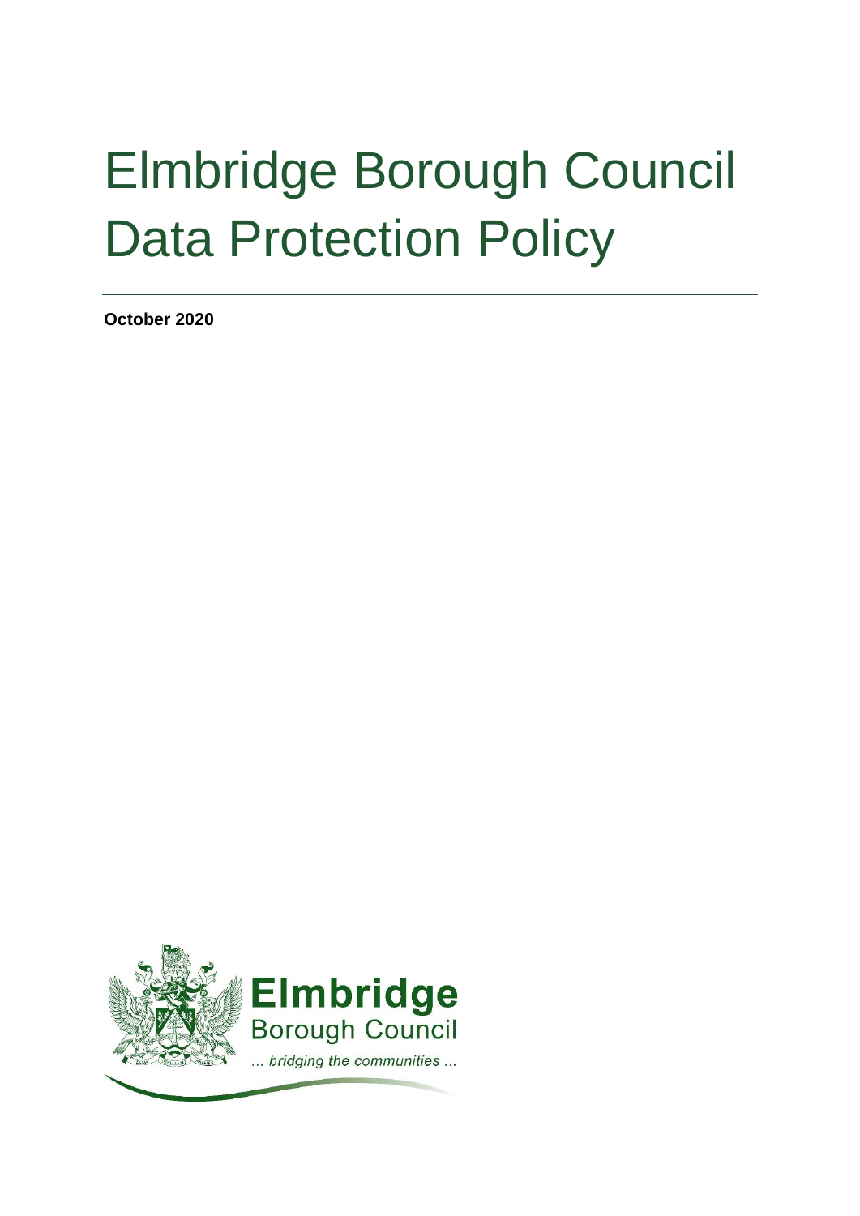# Elmbridge Borough Council Data Protection Policy

**October 2020**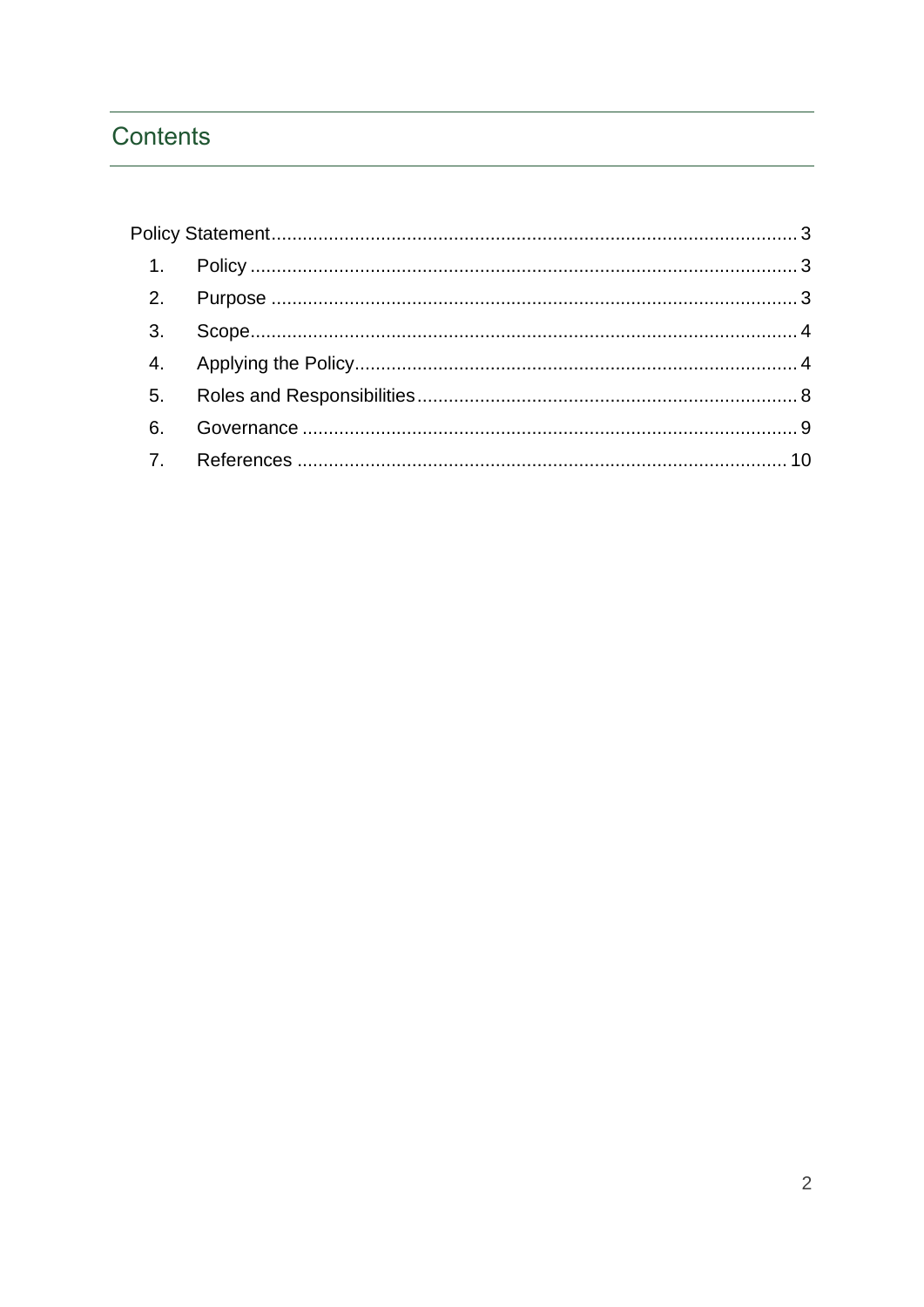## Contents

Policy Statement ........................................................................................................ 3

1. Policy ........................................................................................................ 3
2. Purpose ........................................................................................................ 3
3. Scope ........................................................................................................ 4
4. Applying the Policy ........................................................................................................ 4
5. Roles and Responsibilities ........................................................................................................ 8
6. Governance ........................................................................................................ 9
7. References ........................................................................................................ 10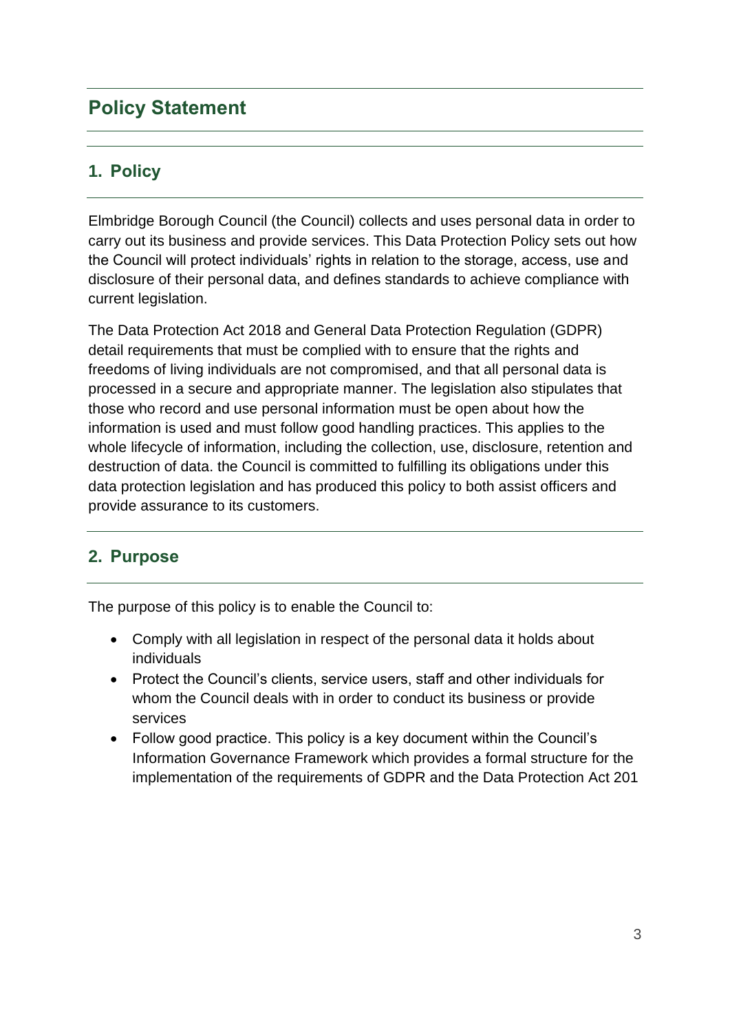# Policy Statement

## 1. Policy

Elmbridge Borough Council (the Council) collects and uses personal data in order to carry out its business and provide services. This Data Protection Policy sets out how the Council will protect individuals' rights in relation to the storage, access, use and disclosure of their personal data, and defines standards to achieve compliance with current legislation.

The Data Protection Act 2018 and General Data Protection Regulation (GDPR) detail requirements that must be complied with to ensure that the rights and freedoms of living individuals are not compromised, and that all personal data is processed in a secure and appropriate manner. The legislation also stipulates that those who record and use personal information must be open about how the information is used and must follow good handling practices. This applies to the whole lifecycle of information, including the collection, use, disclosure, retention and destruction of data. the Council is committed to fulfilling its obligations under this data protection legislation and has produced this policy to both assist officers and provide assurance to its customers.

## 2. Purpose

The purpose of this policy is to enable the Council to:

- Comply with all legislation in respect of the personal data it holds about individuals
- Protect the Council's clients, service users, staff and other individuals for whom the Council deals with in order to conduct its business or provide services
- Follow good practice. This policy is a key document within the Council's Information Governance Framework which provides a formal structure for the implementation of the requirements of GDPR and the Data Protection Act 201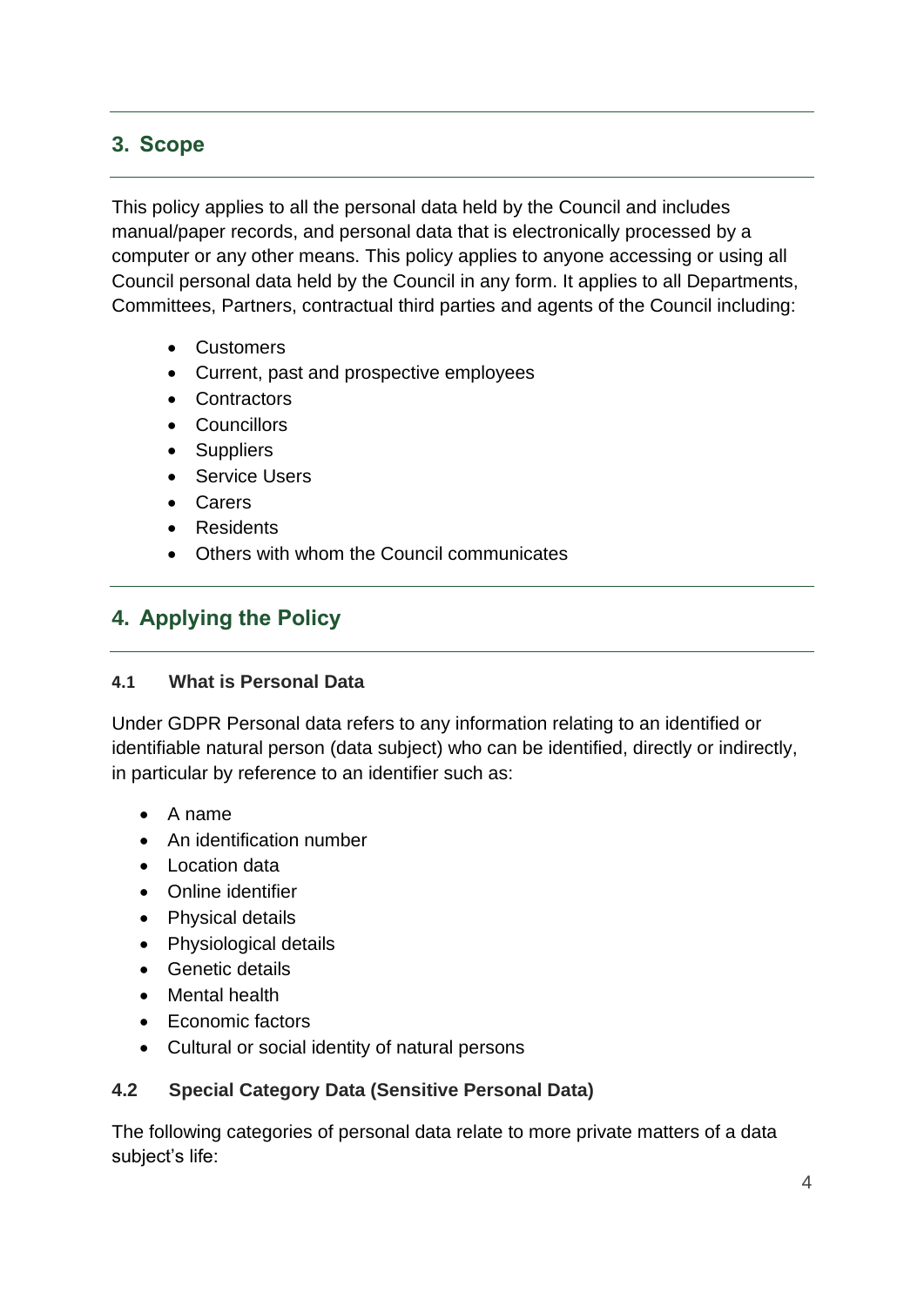## 3. Scope

This policy applies to all the personal data held by the Council and includes manual/paper records, and personal data that is electronically processed by a computer or any other means. This policy applies to anyone accessing or using all Council personal data held by the Council in any form. It applies to all Departments, Committees, Partners, contractual third parties and agents of the Council including:

- Customers
- Current, past and prospective employees
- Contractors
- Councillors
- Suppliers
- Service Users
- Carers
- Residents
- Others with whom the Council communicates

## 4. Applying the Policy

### 4.1 What is Personal Data

Under GDPR Personal data refers to any information relating to an identified or identifiable natural person (data subject) who can be identified, directly or indirectly, in particular by reference to an identifier such as:

- A name
- An identification number
- Location data
- Online identifier
- Physical details
- Physiological details
- Genetic details
- Mental health
- Economic factors
- Cultural or social identity of natural persons

### 4.2 Special Category Data (Sensitive Personal Data)

The following categories of personal data relate to more private matters of a data subject's life: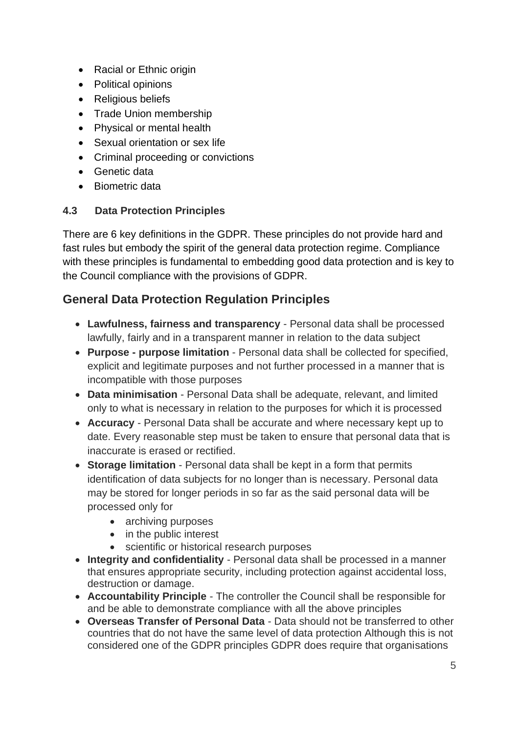- Racial or Ethnic origin
- Political opinions
- Religious beliefs
- Trade Union membership
- Physical or mental health
- Sexual orientation or sex life
- Criminal proceeding or convictions
- Genetic data
- Biometric data

### 4.3 Data Protection Principles

There are 6 key definitions in the GDPR. These principles do not provide hard and fast rules but embody the spirit of the general data protection regime. Compliance with these principles is fundamental to embedding good data protection and is key to the Council compliance with the provisions of GDPR.

## General Data Protection Regulation Principles

- **Lawfulness, fairness and transparency** - Personal data shall be processed lawfully, fairly and in a transparent manner in relation to the data subject
- **Purpose - purpose limitation** - Personal data shall be collected for specified, explicit and legitimate purposes and not further processed in a manner that is incompatible with those purposes
- **Data minimisation** - Personal Data shall be adequate, relevant, and limited only to what is necessary in relation to the purposes for which it is processed
- **Accuracy** - Personal Data shall be accurate and where necessary kept up to date. Every reasonable step must be taken to ensure that personal data that is inaccurate is erased or rectified.
- **Storage limitation** - Personal data shall be kept in a form that permits identification of data subjects for no longer than is necessary. Personal data may be stored for longer periods in so far as the said personal data will be processed only for
    - archiving purposes
    - in the public interest
    - scientific or historical research purposes
- **Integrity and confidentiality** - Personal data shall be processed in a manner that ensures appropriate security, including protection against accidental loss, destruction or damage.
- **Accountability Principle** - The controller the Council shall be responsible for and be able to demonstrate compliance with all the above principles
- **Overseas Transfer of Personal Data** - Data should not be transferred to other countries that do not have the same level of data protection Although this is not considered one of the GDPR principles GDPR does require that organisations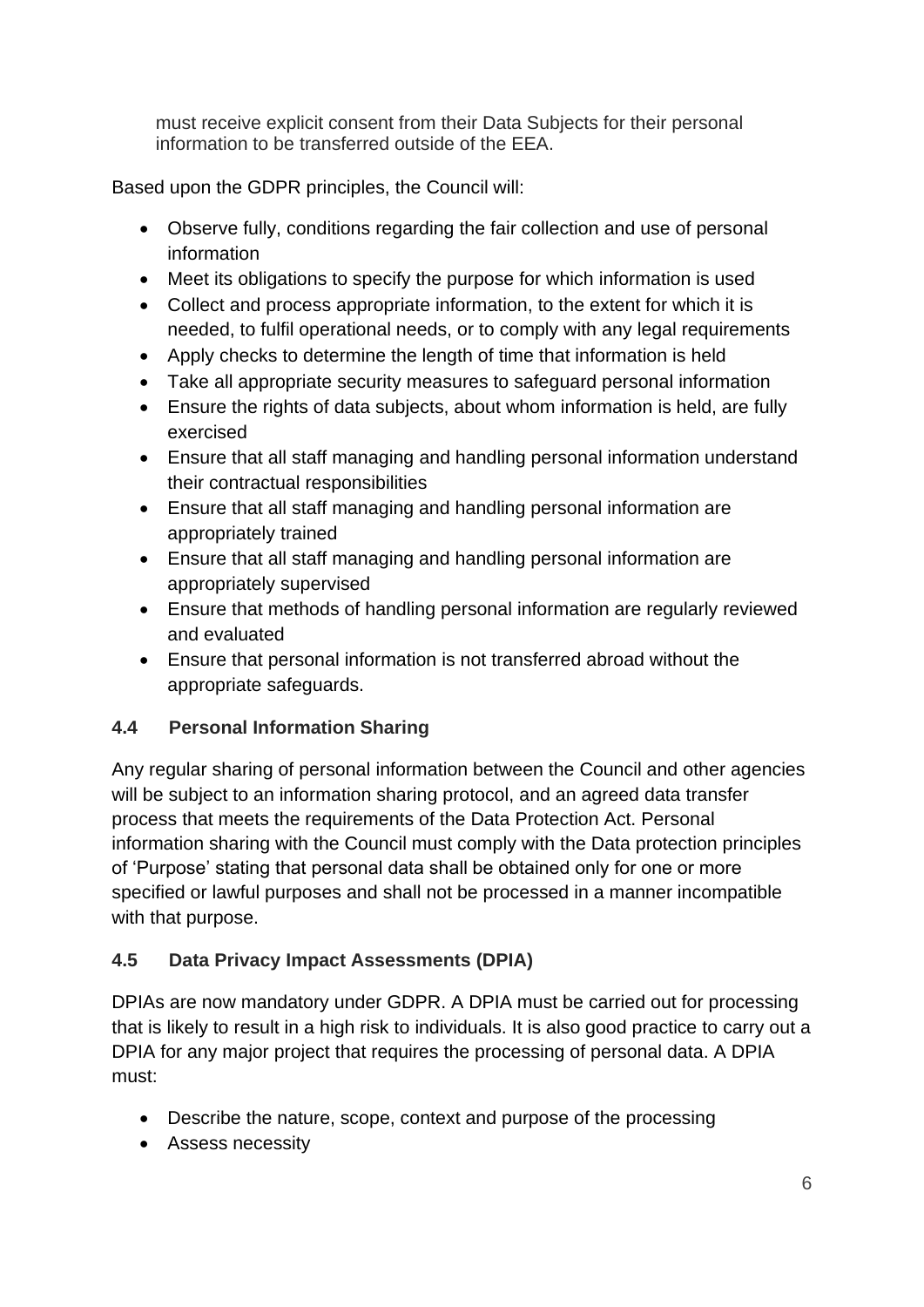must receive explicit consent from their Data Subjects for their personal information to be transferred outside of the EEA.

Based upon the GDPR principles, the Council will:

- Observe fully, conditions regarding the fair collection and use of personal information
- Meet its obligations to specify the purpose for which information is used
- Collect and process appropriate information, to the extent for which it is needed, to fulfil operational needs, or to comply with any legal requirements
- Apply checks to determine the length of time that information is held
- Take all appropriate security measures to safeguard personal information
- Ensure the rights of data subjects, about whom information is held, are fully exercised
- Ensure that all staff managing and handling personal information understand their contractual responsibilities
- Ensure that all staff managing and handling personal information are appropriately trained
- Ensure that all staff managing and handling personal information are appropriately supervised
- Ensure that methods of handling personal information are regularly reviewed and evaluated
- Ensure that personal information is not transferred abroad without the appropriate safeguards.

### 4.4 Personal Information Sharing

Any regular sharing of personal information between the Council and other agencies will be subject to an information sharing protocol, and an agreed data transfer process that meets the requirements of the Data Protection Act. Personal information sharing with the Council must comply with the Data protection principles of 'Purpose' stating that personal data shall be obtained only for one or more specified or lawful purposes and shall not be processed in a manner incompatible with that purpose.

### 4.5 Data Privacy Impact Assessments (DPIA)

DPIAs are now mandatory under GDPR. A DPIA must be carried out for processing that is likely to result in a high risk to individuals. It is also good practice to carry out a DPIA for any major project that requires the processing of personal data. A DPIA must:

- Describe the nature, scope, context and purpose of the processing
- Assess necessity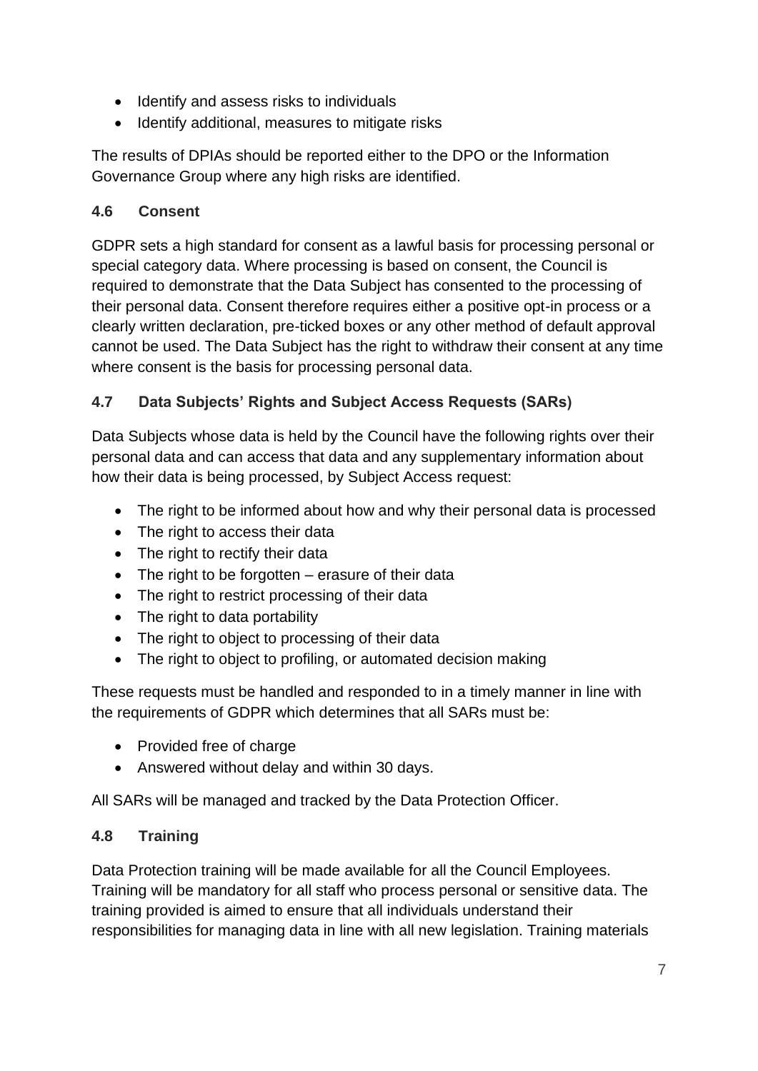- Identify and assess risks to individuals
- Identify additional, measures to mitigate risks

The results of DPIAs should be reported either to the DPO or the Information Governance Group where any high risks are identified.

### 4.6 Consent

GDPR sets a high standard for consent as a lawful basis for processing personal or special category data. Where processing is based on consent, the Council is required to demonstrate that the Data Subject has consented to the processing of their personal data. Consent therefore requires either a positive opt-in process or a clearly written declaration, pre-ticked boxes or any other method of default approval cannot be used. The Data Subject has the right to withdraw their consent at any time where consent is the basis for processing personal data.

### 4.7 Data Subjects' Rights and Subject Access Requests (SARs)

Data Subjects whose data is held by the Council have the following rights over their personal data and can access that data and any supplementary information about how their data is being processed, by Subject Access request:

- The right to be informed about how and why their personal data is processed
- The right to access their data
- The right to rectify their data
- The right to be forgotten – erasure of their data
- The right to restrict processing of their data
- The right to data portability
- The right to object to processing of their data
- The right to object to profiling, or automated decision making

These requests must be handled and responded to in a timely manner in line with the requirements of GDPR which determines that all SARs must be:

- Provided free of charge
- Answered without delay and within 30 days.

All SARs will be managed and tracked by the Data Protection Officer.

### 4.8 Training

Data Protection training will be made available for all the Council Employees. Training will be mandatory for all staff who process personal or sensitive data. The training provided is aimed to ensure that all individuals understand their responsibilities for managing data in line with all new legislation. Training materials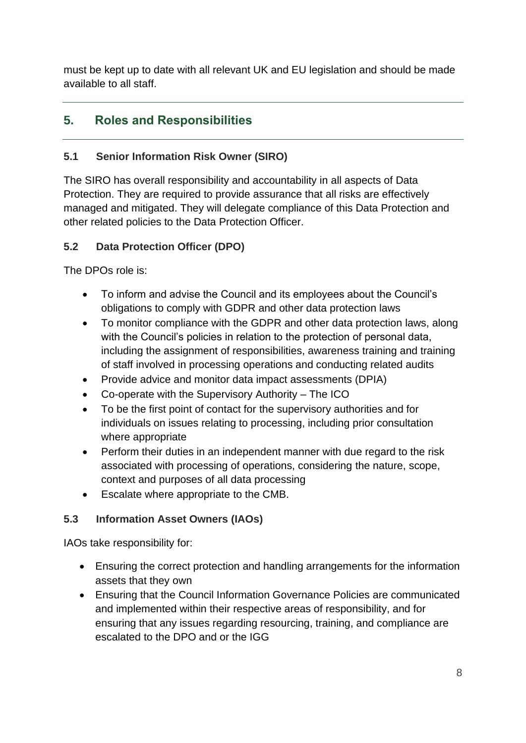must be kept up to date with all relevant UK and EU legislation and should be made available to all staff.

## 5. Roles and Responsibilities

### 5.1 Senior Information Risk Owner (SIRO)

The SIRO has overall responsibility and accountability in all aspects of Data Protection. They are required to provide assurance that all risks are effectively managed and mitigated. They will delegate compliance of this Data Protection and other related policies to the Data Protection Officer.

### 5.2 Data Protection Officer (DPO)

The DPOs role is:

- To inform and advise the Council and its employees about the Council's obligations to comply with GDPR and other data protection laws
- To monitor compliance with the GDPR and other data protection laws, along with the Council's policies in relation to the protection of personal data, including the assignment of responsibilities, awareness training and training of staff involved in processing operations and conducting related audits
- Provide advice and monitor data impact assessments (DPIA)
- Co-operate with the Supervisory Authority – The ICO
- To be the first point of contact for the supervisory authorities and for individuals on issues relating to processing, including prior consultation where appropriate
- Perform their duties in an independent manner with due regard to the risk associated with processing of operations, considering the nature, scope, context and purposes of all data processing
- Escalate where appropriate to the CMB.

### 5.3 Information Asset Owners (IAOs)

IAOs take responsibility for:

- Ensuring the correct protection and handling arrangements for the information assets that they own
- Ensuring that the Council Information Governance Policies are communicated and implemented within their respective areas of responsibility, and for ensuring that any issues regarding resourcing, training, and compliance are escalated to the DPO and or the IGG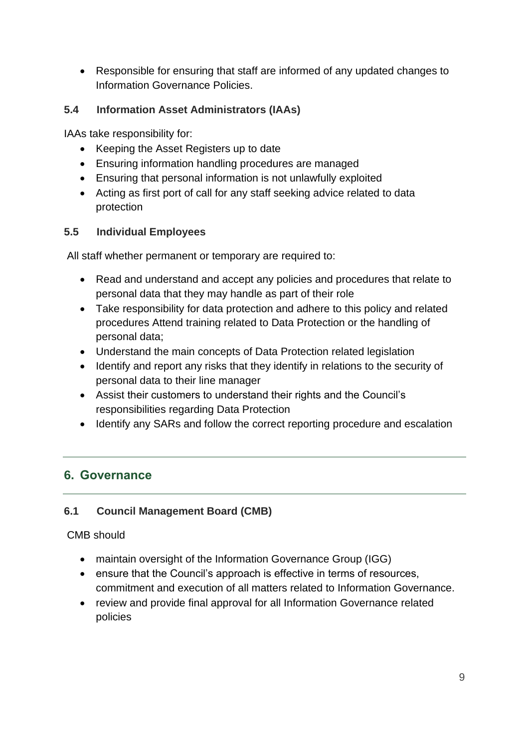- Responsible for ensuring that staff are informed of any updated changes to Information Governance Policies.

### 5.4 Information Asset Administrators (IAAs)

IAAs take responsibility for:

- Keeping the Asset Registers up to date
- Ensuring information handling procedures are managed
- Ensuring that personal information is not unlawfully exploited
- Acting as first port of call for any staff seeking advice related to data protection

### 5.5 Individual Employees

All staff whether permanent or temporary are required to:

- Read and understand and accept any policies and procedures that relate to personal data that they may handle as part of their role
- Take responsibility for data protection and adhere to this policy and related procedures Attend training related to Data Protection or the handling of personal data;
- Understand the main concepts of Data Protection related legislation
- Identify and report any risks that they identify in relations to the security of personal data to their line manager
- Assist their customers to understand their rights and the Council's responsibilities regarding Data Protection
- Identify any SARs and follow the correct reporting procedure and escalation

## 6. Governance

### 6.1 Council Management Board (CMB)

CMB should

- maintain oversight of the Information Governance Group (IGG)
- ensure that the Council's approach is effective in terms of resources, commitment and execution of all matters related to Information Governance.
- review and provide final approval for all Information Governance related policies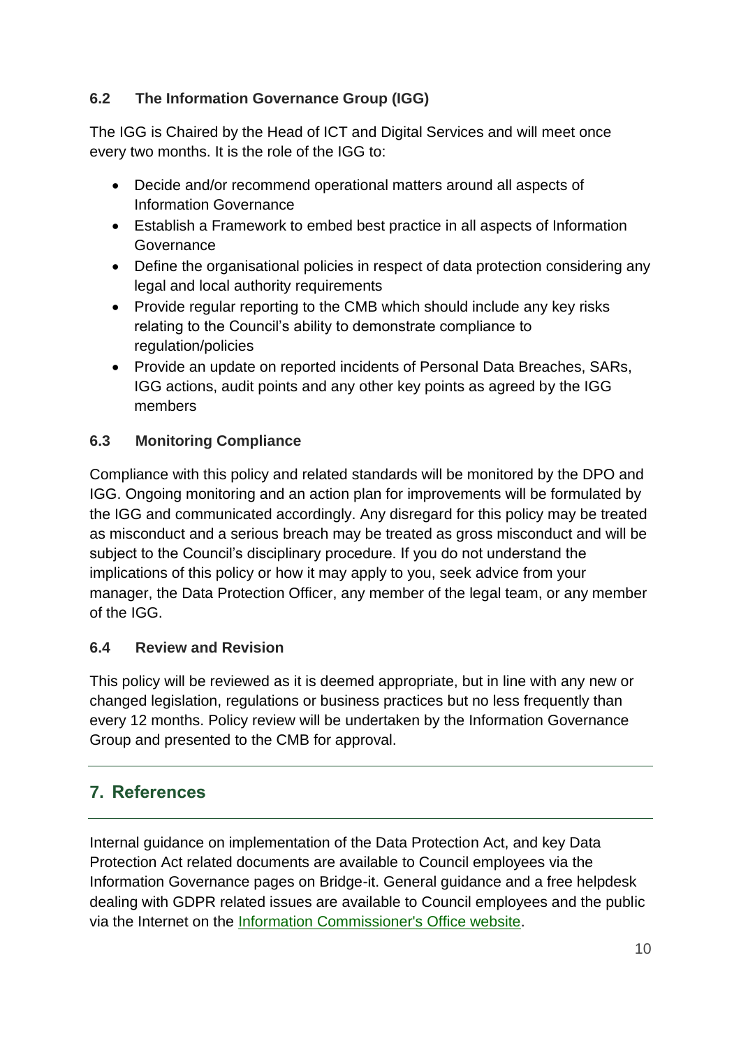### 6.2 The Information Governance Group (IGG)

The IGG is Chaired by the Head of ICT and Digital Services and will meet once every two months. It is the role of the IGG to:

- Decide and/or recommend operational matters around all aspects of Information Governance
- Establish a Framework to embed best practice in all aspects of Information Governance
- Define the organisational policies in respect of data protection considering any legal and local authority requirements
- Provide regular reporting to the CMB which should include any key risks relating to the Council's ability to demonstrate compliance to regulation/policies
- Provide an update on reported incidents of Personal Data Breaches, SARs, IGG actions, audit points and any other key points as agreed by the IGG members

### 6.3 Monitoring Compliance

Compliance with this policy and related standards will be monitored by the DPO and IGG. Ongoing monitoring and an action plan for improvements will be formulated by the IGG and communicated accordingly. Any disregard for this policy may be treated as misconduct and a serious breach may be treated as gross misconduct and will be subject to the Council's disciplinary procedure. If you do not understand the implications of this policy or how it may apply to you, seek advice from your manager, the Data Protection Officer, any member of the legal team, or any member of the IGG.

### 6.4 Review and Revision

This policy will be reviewed as it is deemed appropriate, but in line with any new or changed legislation, regulations or business practices but no less frequently than every 12 months. Policy review will be undertaken by the Information Governance Group and presented to the CMB for approval.

## 7. References

Internal guidance on implementation of the Data Protection Act, and key Data Protection Act related documents are available to Council employees via the Information Governance pages on Bridge-it. General guidance and a free helpdesk dealing with GDPR related issues are available to Council employees and the public via the Internet on the Information Commissioner's Office website.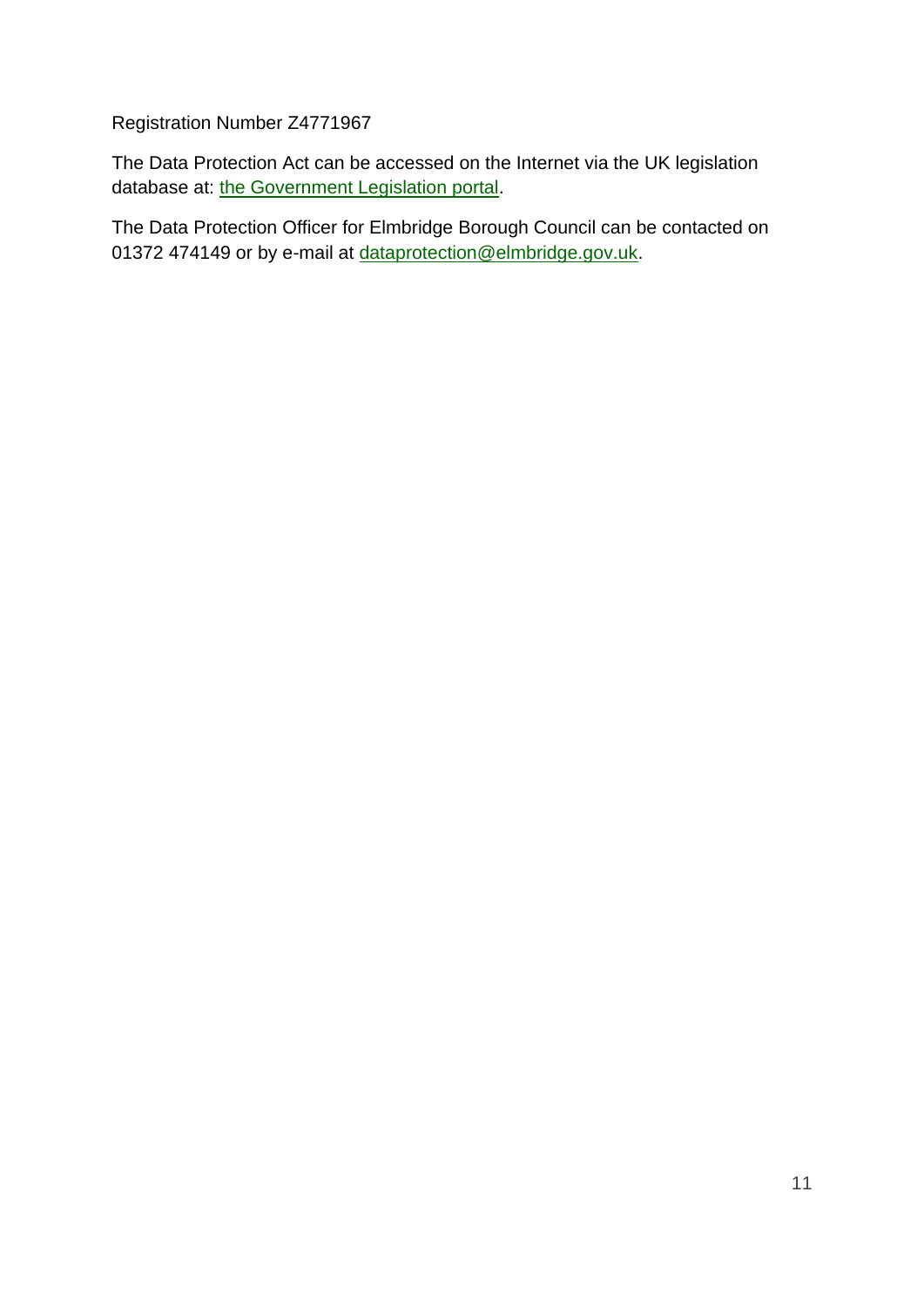Registration Number Z4771967

The Data Protection Act can be accessed on the Internet via the UK legislation database at: the Government Legislation portal.

The Data Protection Officer for Elmbridge Borough Council can be contacted on 01372 474149 or by e-mail at dataprotection@elmbridge.gov.uk.